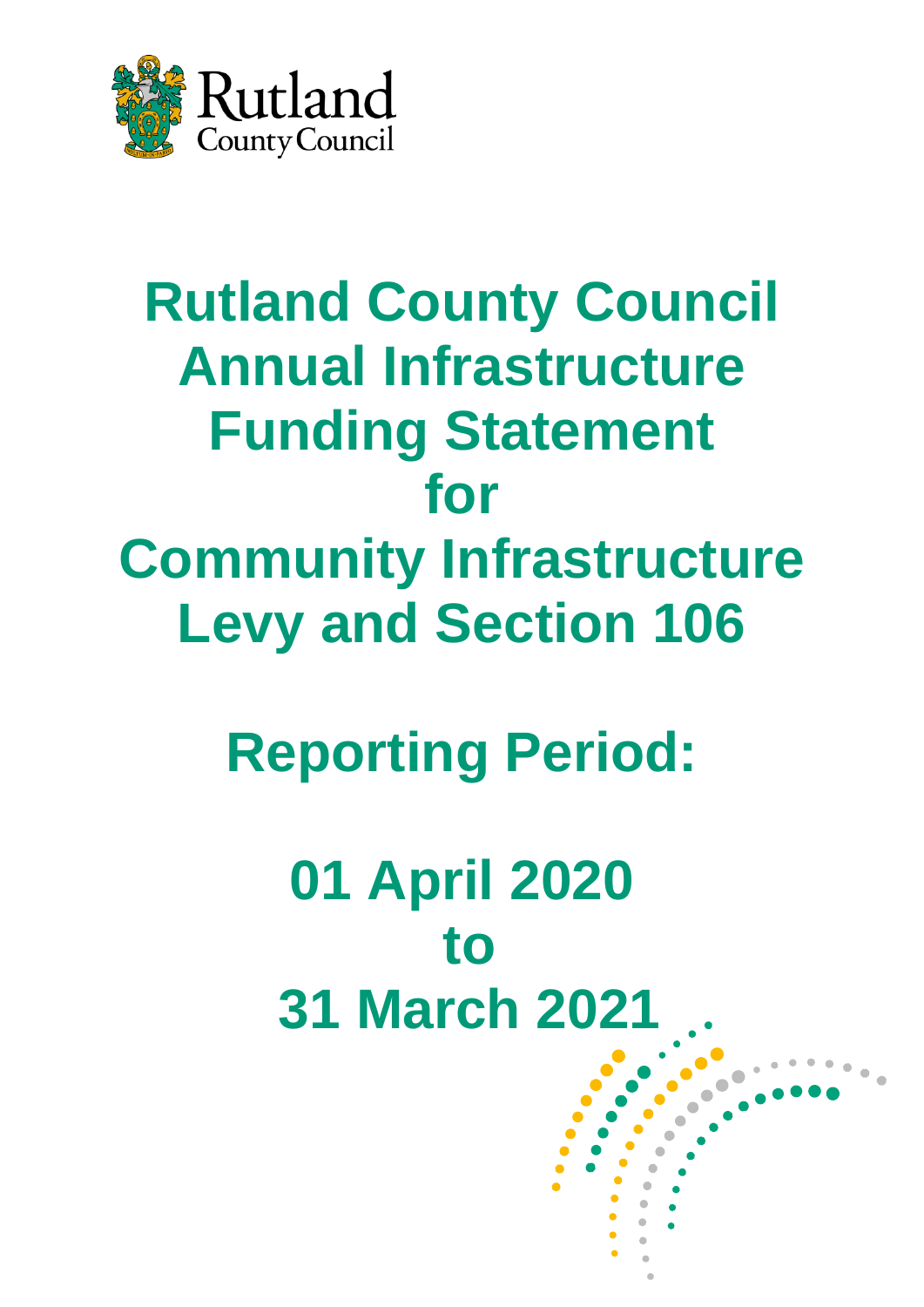Rutland County Council

# Rutland County Council Annual Infrastructure Funding Statement for Community Infrastructure Levy and Section 106

## Reporting Period:

## 01 April 2020 to 31 March 2021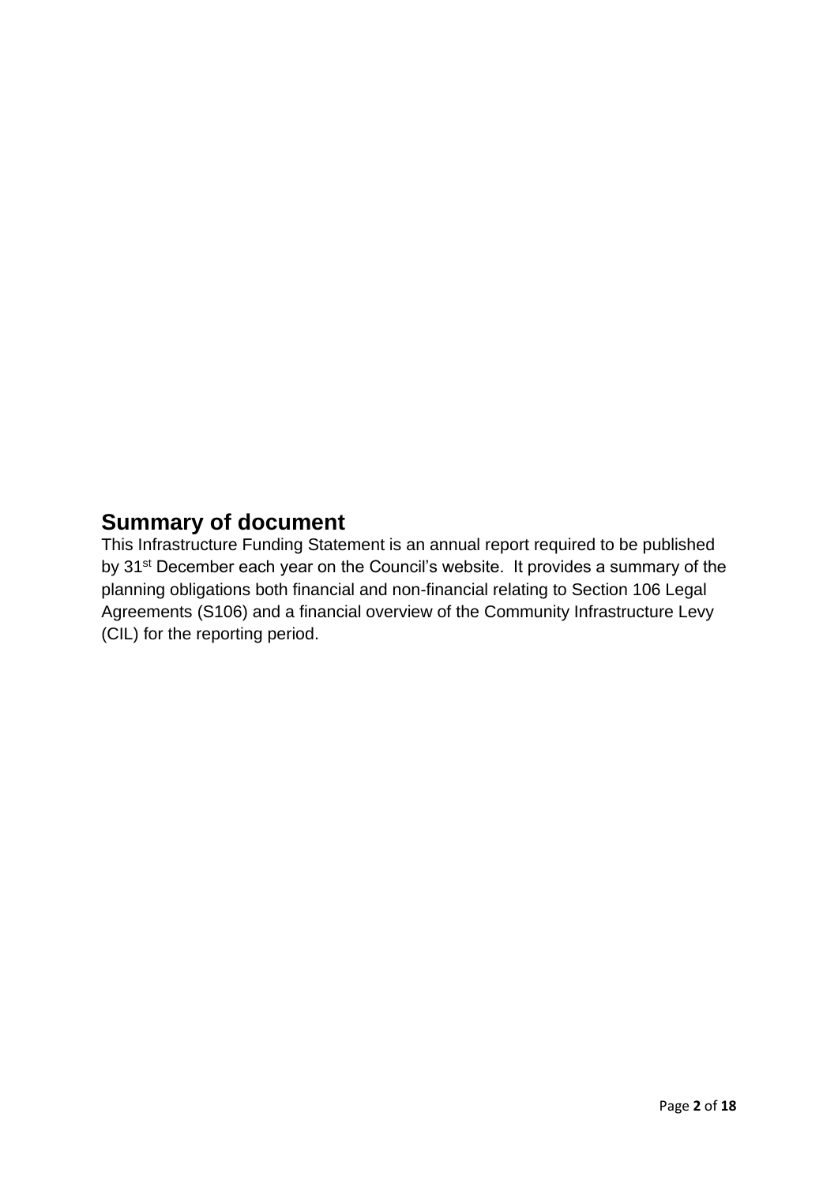## Summary of document

This Infrastructure Funding Statement is an annual report required to be published by 31st December each year on the Council's website. It provides a summary of the planning obligations both financial and non-financial relating to Section 106 Legal Agreements (S106) and a financial overview of the Community Infrastructure Levy (CIL) for the reporting period.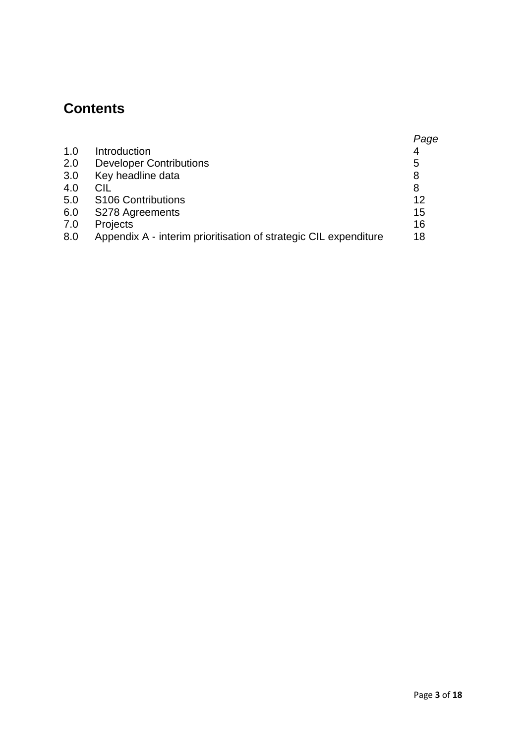## Contents

| | | *Page* |
|---|---|---|
| 1.0 | Introduction | 4 |
| 2.0 | Developer Contributions | 5 |
| 3.0 | Key headline data | 8 |
| 4.0 | CIL | 8 |
| 5.0 | S106 Contributions | 12 |
| 6.0 | S278 Agreements | 15 |
| 7.0 | Projects | 16 |
| 8.0 | Appendix A - interim prioritisation of strategic CIL expenditure | 18 |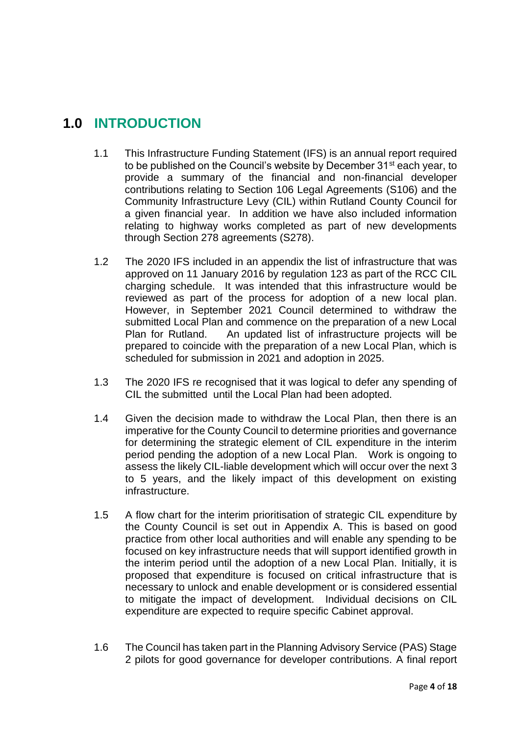# 1.0 INTRODUCTION

1.1 This Infrastructure Funding Statement (IFS) is an annual report required to be published on the Council's website by December 31st each year, to provide a summary of the financial and non-financial developer contributions relating to Section 106 Legal Agreements (S106) and the Community Infrastructure Levy (CIL) within Rutland County Council for a given financial year. In addition we have also included information relating to highway works completed as part of new developments through Section 278 agreements (S278).

1.2 The 2020 IFS included in an appendix the list of infrastructure that was approved on 11 January 2016 by regulation 123 as part of the RCC CIL charging schedule. It was intended that this infrastructure would be reviewed as part of the process for adoption of a new local plan. However, in September 2021 Council determined to withdraw the submitted Local Plan and commence on the preparation of a new Local Plan for Rutland. An updated list of infrastructure projects will be prepared to coincide with the preparation of a new Local Plan, which is scheduled for submission in 2021 and adoption in 2025.

1.3 The 2020 IFS re recognised that it was logical to defer any spending of CIL the submitted until the Local Plan had been adopted.

1.4 Given the decision made to withdraw the Local Plan, then there is an imperative for the County Council to determine priorities and governance for determining the strategic element of CIL expenditure in the interim period pending the adoption of a new Local Plan. Work is ongoing to assess the likely CIL-liable development which will occur over the next 3 to 5 years, and the likely impact of this development on existing infrastructure.

1.5 A flow chart for the interim prioritisation of strategic CIL expenditure by the County Council is set out in Appendix A. This is based on good practice from other local authorities and will enable any spending to be focused on key infrastructure needs that will support identified growth in the interim period until the adoption of a new Local Plan. Initially, it is proposed that expenditure is focused on critical infrastructure that is necessary to unlock and enable development or is considered essential to mitigate the impact of development. Individual decisions on CIL expenditure are expected to require specific Cabinet approval.

1.6 The Council has taken part in the Planning Advisory Service (PAS) Stage 2 pilots for good governance for developer contributions. A final report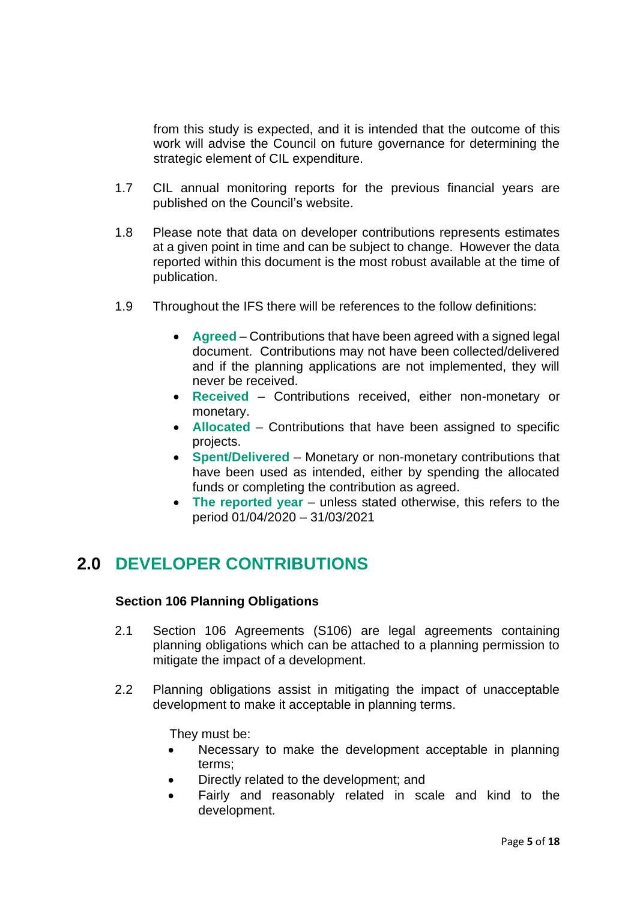from this study is expected, and it is intended that the outcome of this work will advise the Council on future governance for determining the strategic element of CIL expenditure.

1.7 CIL annual monitoring reports for the previous financial years are published on the Council's website.

1.8 Please note that data on developer contributions represents estimates at a given point in time and can be subject to change. However the data reported within this document is the most robust available at the time of publication.

1.9 Throughout the IFS there will be references to the follow definitions:

- **Agreed** – Contributions that have been agreed with a signed legal document. Contributions may not have been collected/delivered and if the planning applications are not implemented, they will never be received.
- **Received** – Contributions received, either non-monetary or monetary.
- **Allocated** – Contributions that have been assigned to specific projects.
- **Spent/Delivered** – Monetary or non-monetary contributions that have been used as intended, either by spending the allocated funds or completing the contribution as agreed.
- **The reported year** – unless stated otherwise, this refers to the period 01/04/2020 – 31/03/2021

## 2.0 DEVELOPER CONTRIBUTIONS

### Section 106 Planning Obligations

2.1 Section 106 Agreements (S106) are legal agreements containing planning obligations which can be attached to a planning permission to mitigate the impact of a development.

2.2 Planning obligations assist in mitigating the impact of unacceptable development to make it acceptable in planning terms.

They must be:

- Necessary to make the development acceptable in planning terms;
- Directly related to the development; and
- Fairly and reasonably related in scale and kind to the development.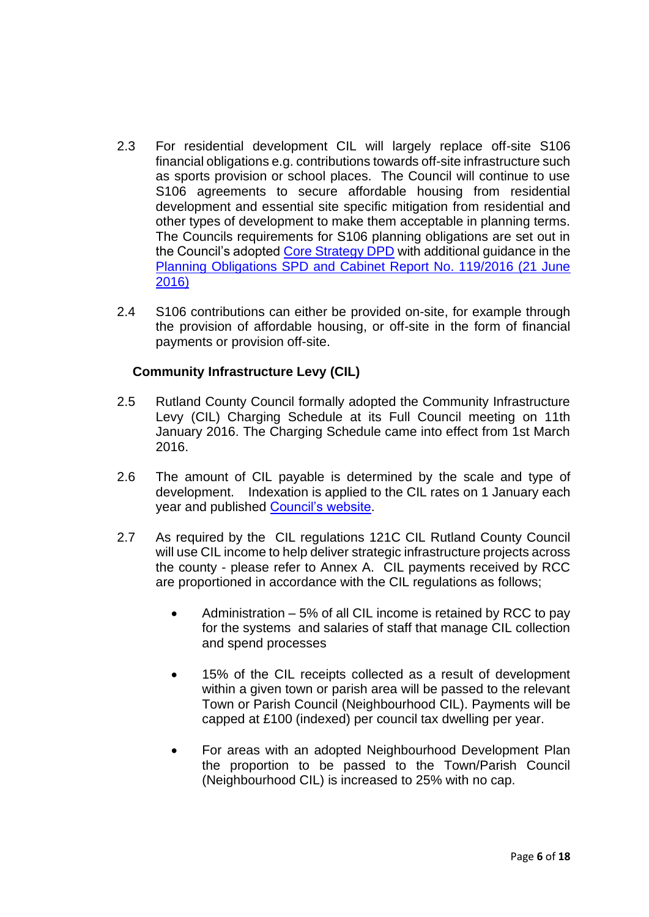2.3 For residential development CIL will largely replace off-site S106 financial obligations e.g. contributions towards off-site infrastructure such as sports provision or school places. The Council will continue to use S106 agreements to secure affordable housing from residential development and essential site specific mitigation from residential and other types of development to make them acceptable in planning terms. The Councils requirements for S106 planning obligations are set out in the Council's adopted Core Strategy DPD with additional guidance in the Planning Obligations SPD and Cabinet Report No. 119/2016 (21 June 2016)

2.4 S106 contributions can either be provided on-site, for example through the provision of affordable housing, or off-site in the form of financial payments or provision off-site.

**Community Infrastructure Levy (CIL)**

2.5 Rutland County Council formally adopted the Community Infrastructure Levy (CIL) Charging Schedule at its Full Council meeting on 11th January 2016. The Charging Schedule came into effect from 1st March 2016.

2.6 The amount of CIL payable is determined by the scale and type of development. Indexation is applied to the CIL rates on 1 January each year and published Council's website.

2.7 As required by the CIL regulations 121C CIL Rutland County Council will use CIL income to help deliver strategic infrastructure projects across the county - please refer to Annex A. CIL payments received by RCC are proportioned in accordance with the CIL regulations as follows;

- Administration – 5% of all CIL income is retained by RCC to pay for the systems and salaries of staff that manage CIL collection and spend processes

- 15% of the CIL receipts collected as a result of development within a given town or parish area will be passed to the relevant Town or Parish Council (Neighbourhood CIL). Payments will be capped at £100 (indexed) per council tax dwelling per year.

- For areas with an adopted Neighbourhood Development Plan the proportion to be passed to the Town/Parish Council (Neighbourhood CIL) is increased to 25% with no cap.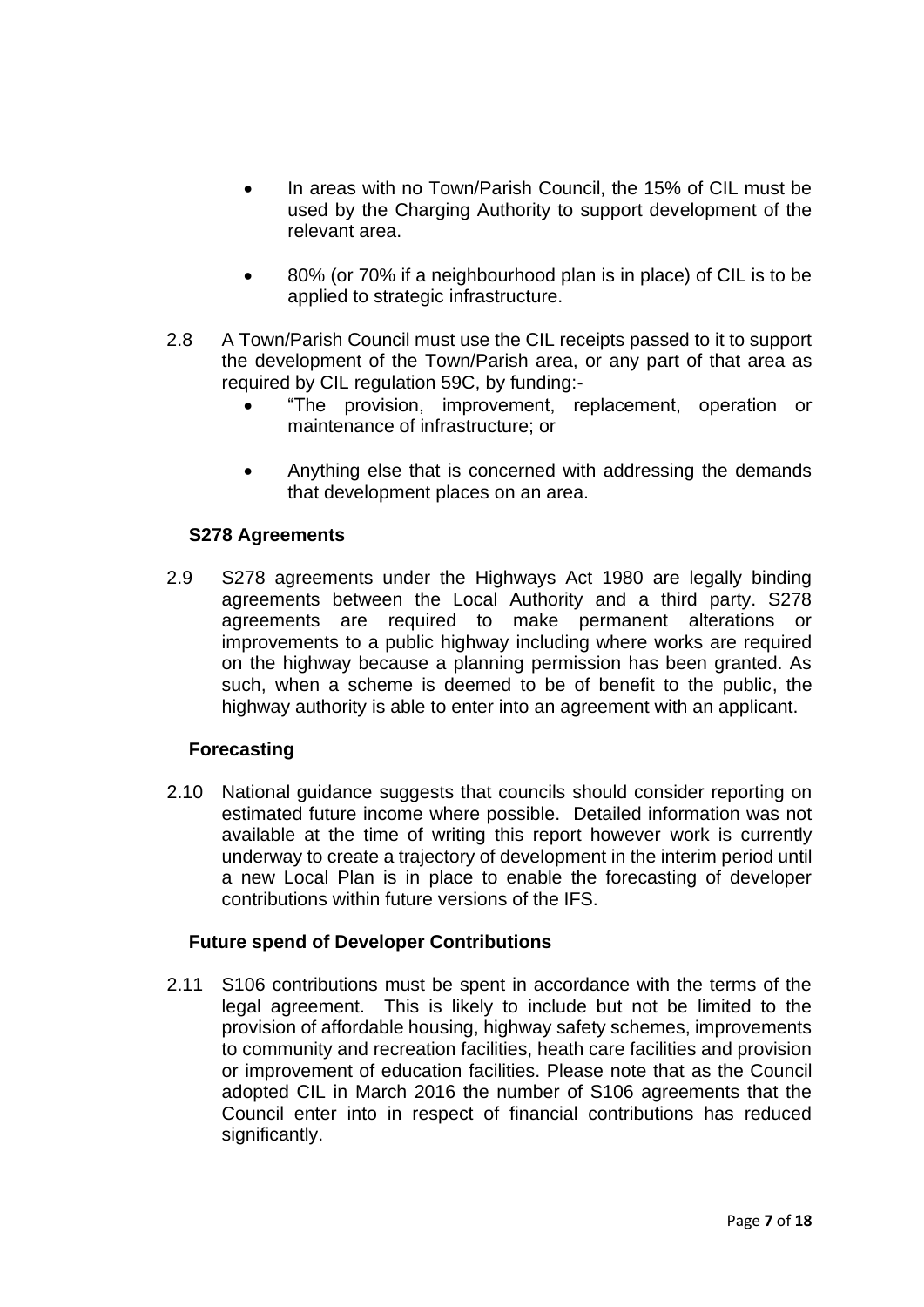- In areas with no Town/Parish Council, the 15% of CIL must be used by the Charging Authority to support development of the relevant area.

- 80% (or 70% if a neighbourhood plan is in place) of CIL is to be applied to strategic infrastructure.

2.8 A Town/Parish Council must use the CIL receipts passed to it to support the development of the Town/Parish area, or any part of that area as required by CIL regulation 59C, by funding:-

- "The provision, improvement, replacement, operation or maintenance of infrastructure; or

- Anything else that is concerned with addressing the demands that development places on an area.

**S278 Agreements**

2.9 S278 agreements under the Highways Act 1980 are legally binding agreements between the Local Authority and a third party. S278 agreements are required to make permanent alterations or improvements to a public highway including where works are required on the highway because a planning permission has been granted. As such, when a scheme is deemed to be of benefit to the public, the highway authority is able to enter into an agreement with an applicant.

**Forecasting**

2.10 National guidance suggests that councils should consider reporting on estimated future income where possible. Detailed information was not available at the time of writing this report however work is currently underway to create a trajectory of development in the interim period until a new Local Plan is in place to enable the forecasting of developer contributions within future versions of the IFS.

**Future spend of Developer Contributions**

2.11 S106 contributions must be spent in accordance with the terms of the legal agreement. This is likely to include but not be limited to the provision of affordable housing, highway safety schemes, improvements to community and recreation facilities, heath care facilities and provision or improvement of education facilities. Please note that as the Council adopted CIL in March 2016 the number of S106 agreements that the Council enter into in respect of financial contributions has reduced significantly.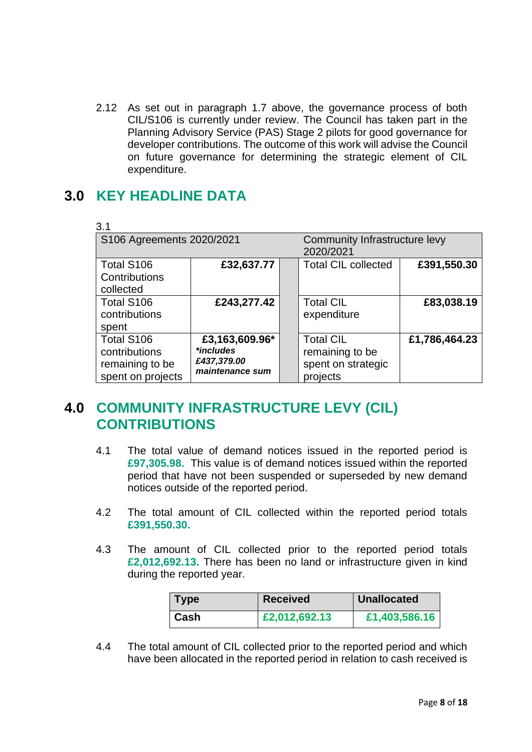2.12 As set out in paragraph 1.7 above, the governance process of both CIL/S106 is currently under review. The Council has taken part in the Planning Advisory Service (PAS) Stage 2 pilots for good governance for developer contributions. The outcome of this work will advise the Council on future governance for determining the strategic element of CIL expenditure.

## 3.0 KEY HEADLINE DATA

3.1

| S106 Agreements 2020/2021 | | | Community Infrastructure levy 2020/2021 | |
|---|---|---|---|---|
| Total S106 Contributions collected | **£32,637.77** | | Total CIL collected | **£391,550.30** |
| Total S106 contributions spent | **£243,277.42** | | Total CIL expenditure | **£83,038.19** |
| Total S106 contributions remaining to be spent on projects | **£3,163,609.96*** ***includes £437,379.00 maintenance sum*** | | Total CIL remaining to be spent on strategic projects | **£1,786,464.23** |

## 4.0 COMMUNITY INFRASTRUCTURE LEVY (CIL) CONTRIBUTIONS

4.1 The total value of demand notices issued in the reported period is **£97,305.98.** This value is of demand notices issued within the reported period that have not been suspended or superseded by new demand notices outside of the reported period.

4.2 The total amount of CIL collected within the reported period totals **£391,550.30.**

4.3 The amount of CIL collected prior to the reported period totals **£2,012,692.13.** There has been no land or infrastructure given in kind during the reported year.

| Type | Received | Unallocated |
|---|---|---|
| **Cash** | **£2,012,692.13** | **£1,403,586.16** |

4.4 The total amount of CIL collected prior to the reported period and which have been allocated in the reported period in relation to cash received is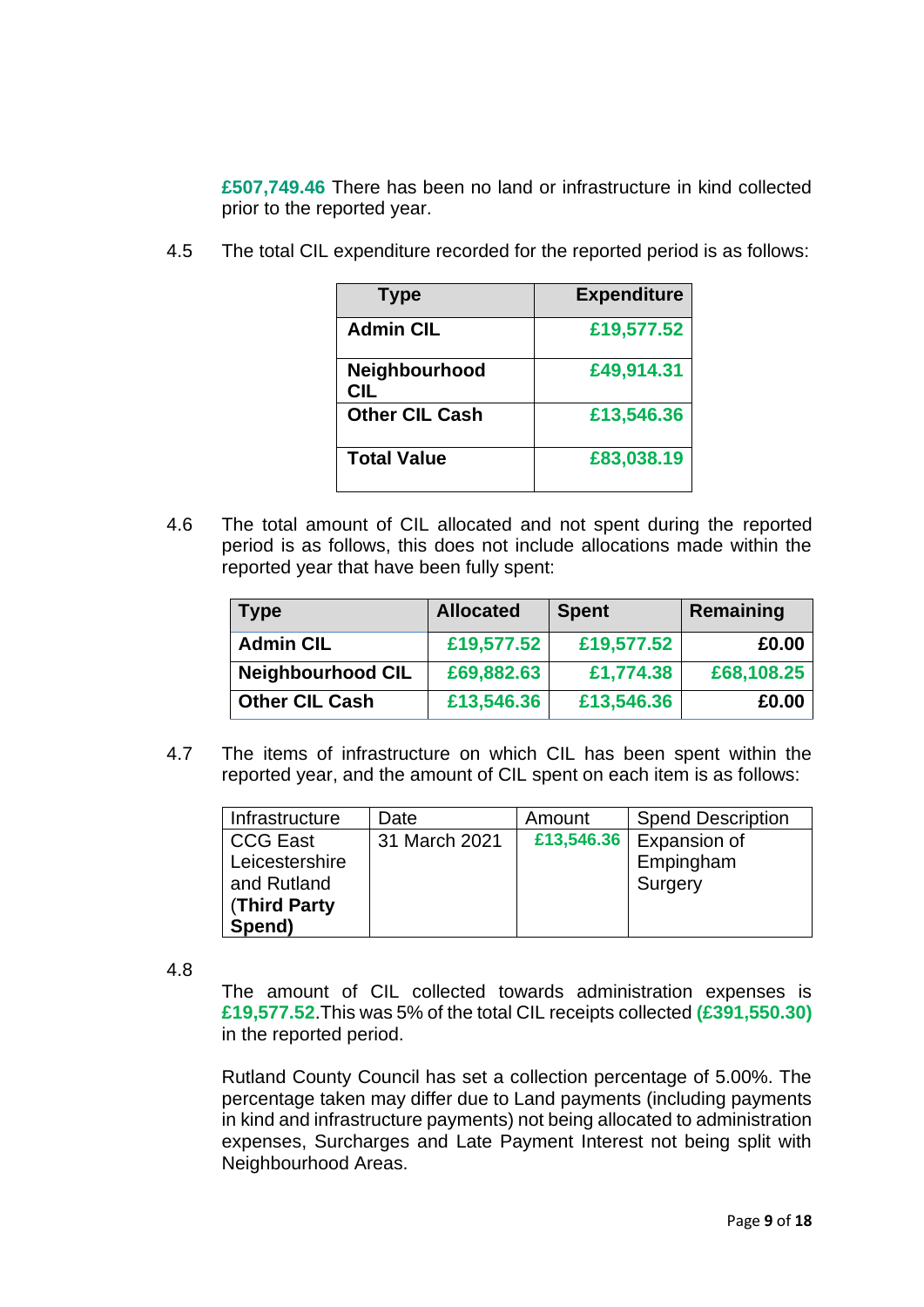**£507,749.46** There has been no land or infrastructure in kind collected prior to the reported year.

4.5 The total CIL expenditure recorded for the reported period is as follows:

| Type | Expenditure |
|---|---|
| **Admin CIL** | **£19,577.52** |
| **Neighbourhood CIL** | **£49,914.31** |
| **Other CIL Cash** | **£13,546.36** |
| **Total Value** | **£83,038.19** |

4.6 The total amount of CIL allocated and not spent during the reported period is as follows, this does not include allocations made within the reported year that have been fully spent:

| Type | Allocated | Spent | Remaining |
|---|---|---|---|
| **Admin CIL** | **£19,577.52** | **£19,577.52** | **£0.00** |
| **Neighbourhood CIL** | **£69,882.63** | **£1,774.38** | **£68,108.25** |
| **Other CIL Cash** | **£13,546.36** | **£13,546.36** | **£0.00** |

4.7 The items of infrastructure on which CIL has been spent within the reported year, and the amount of CIL spent on each item is as follows:

| Infrastructure | Date | Amount | Spend Description |
|---|---|---|---|
| CCG East Leicestershire and Rutland (**Third Party Spend)** | 31 March 2021 | **£13,546.36** | Expansion of Empingham Surgery |

4.8

The amount of CIL collected towards administration expenses is **£19,577.52**. This was 5% of the total CIL receipts collected **(£391,550.30)** in the reported period.

Rutland County Council has set a collection percentage of 5.00%. The percentage taken may differ due to Land payments (including payments in kind and infrastructure payments) not being allocated to administration expenses, Surcharges and Late Payment Interest not being split with Neighbourhood Areas.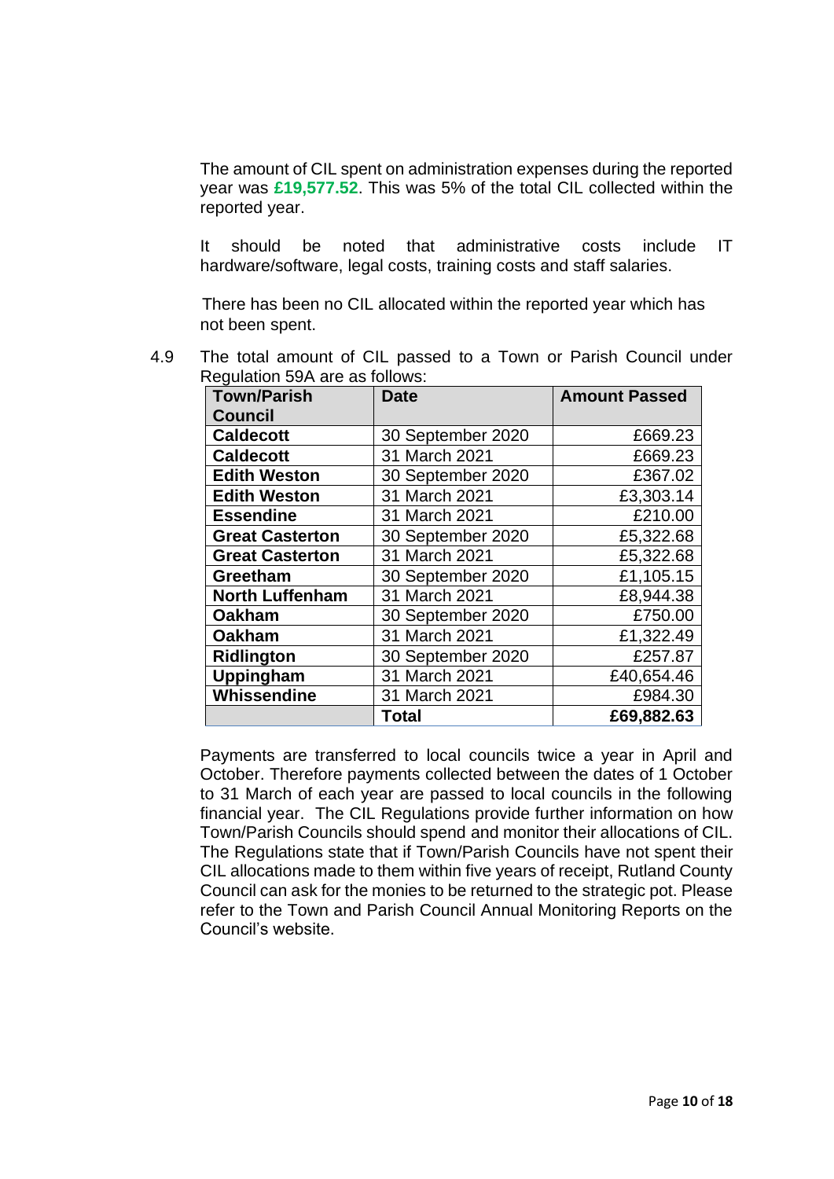The amount of CIL spent on administration expenses during the reported year was **£19,577.52**. This was 5% of the total CIL collected within the reported year.

It should be noted that administrative costs include IT hardware/software, legal costs, training costs and staff salaries.

There has been no CIL allocated within the reported year which has not been spent.

4.9 The total amount of CIL passed to a Town or Parish Council under Regulation 59A are as follows:

| Town/Parish Council | Date | Amount Passed |
|---|---|---|
| **Caldecott** | 30 September 2020 | £669.23 |
| **Caldecott** | 31 March 2021 | £669.23 |
| **Edith Weston** | 30 September 2020 | £367.02 |
| **Edith Weston** | 31 March 2021 | £3,303.14 |
| **Essendine** | 31 March 2021 | £210.00 |
| **Great Casterton** | 30 September 2020 | £5,322.68 |
| **Great Casterton** | 31 March 2021 | £5,322.68 |
| **Greetham** | 30 September 2020 | £1,105.15 |
| **North Luffenham** | 31 March 2021 | £8,944.38 |
| **Oakham** | 30 September 2020 | £750.00 |
| **Oakham** | 31 March 2021 | £1,322.49 |
| **Ridlington** | 30 September 2020 | £257.87 |
| **Uppingham** | 31 March 2021 | £40,654.46 |
| **Whissendine** | 31 March 2021 | £984.30 |
| | **Total** | **£69,882.63** |

Payments are transferred to local councils twice a year in April and October. Therefore payments collected between the dates of 1 October to 31 March of each year are passed to local councils in the following financial year. The CIL Regulations provide further information on how Town/Parish Councils should spend and monitor their allocations of CIL. The Regulations state that if Town/Parish Councils have not spent their CIL allocations made to them within five years of receipt, Rutland County Council can ask for the monies to be returned to the strategic pot. Please refer to the Town and Parish Council Annual Monitoring Reports on the Council's website.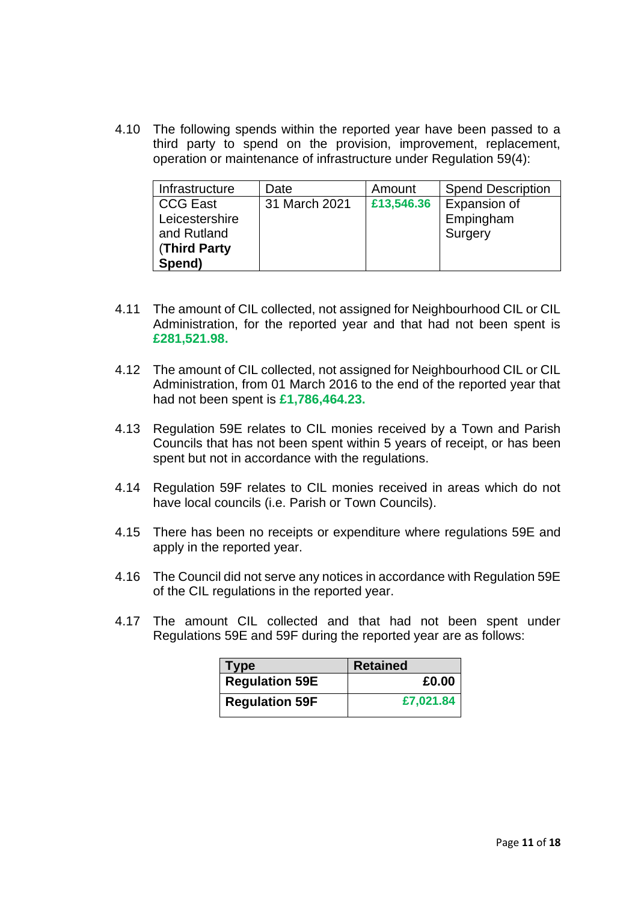4.10 The following spends within the reported year have been passed to a third party to spend on the provision, improvement, replacement, operation or maintenance of infrastructure under Regulation 59(4):

| Infrastructure | Date | Amount | Spend Description |
| --- | --- | --- | --- |
| CCG East Leicestershire and Rutland (**Third Party Spend)** | 31 March 2021 | **£13,546.36** | Expansion of Empingham Surgery |

4.11 The amount of CIL collected, not assigned for Neighbourhood CIL or CIL Administration, for the reported year and that had not been spent is **£281,521.98.**

4.12 The amount of CIL collected, not assigned for Neighbourhood CIL or CIL Administration, from 01 March 2016 to the end of the reported year that had not been spent is **£1,786,464.23.**

4.13 Regulation 59E relates to CIL monies received by a Town and Parish Councils that has not been spent within 5 years of receipt, or has been spent but not in accordance with the regulations.

4.14 Regulation 59F relates to CIL monies received in areas which do not have local councils (i.e. Parish or Town Councils).

4.15 There has been no receipts or expenditure where regulations 59E and apply in the reported year.

4.16 The Council did not serve any notices in accordance with Regulation 59E of the CIL regulations in the reported year.

4.17 The amount CIL collected and that had not been spent under Regulations 59E and 59F during the reported year are as follows:

| **Type** | **Retained** |
| --- | --- |
| **Regulation 59E** | **£0.00** |
| **Regulation 59F** | **£7,021.84** |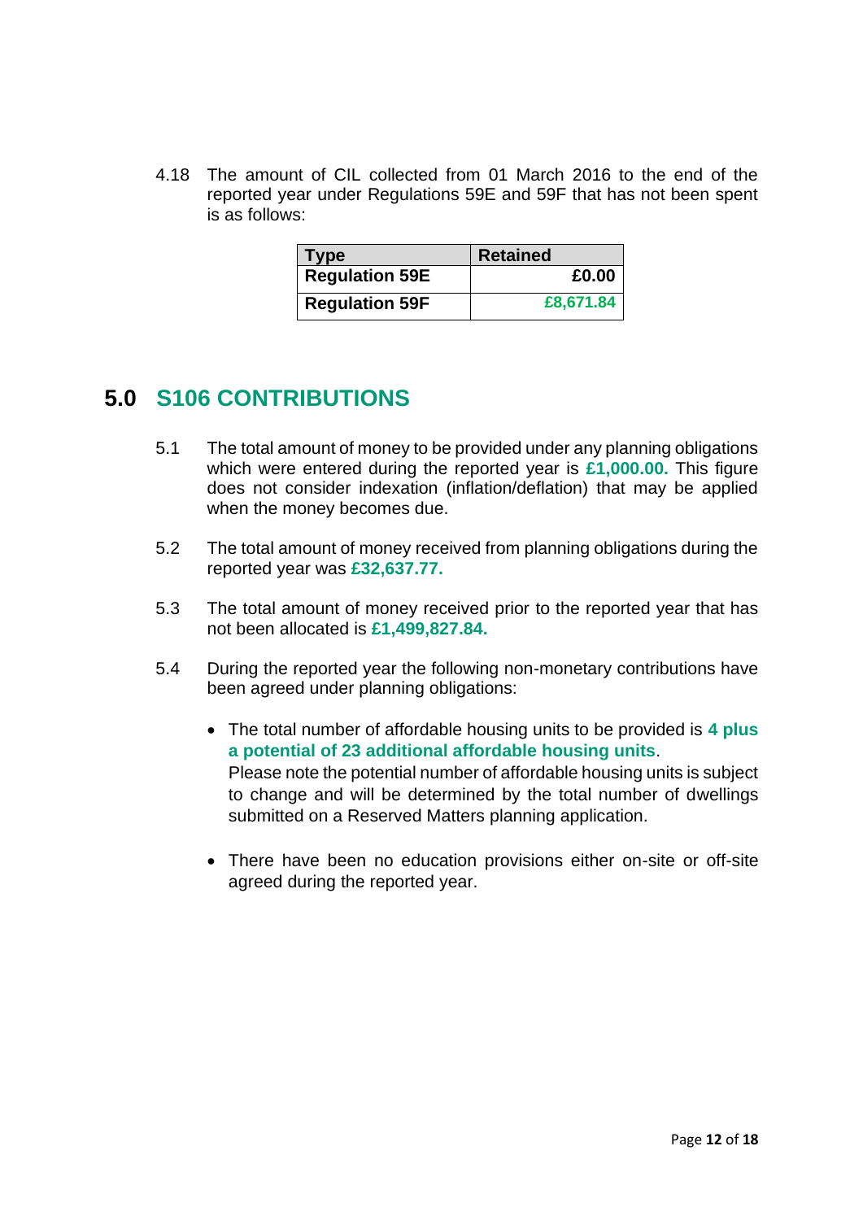4.18 The amount of CIL collected from 01 March 2016 to the end of the reported year under Regulations 59E and 59F that has not been spent is as follows:

| Type | Retained |
|---|---|
| **Regulation 59E** | **£0.00** |
| **Regulation 59F** | **£8,671.84** |

## 5.0 S106 CONTRIBUTIONS

5.1 The total amount of money to be provided under any planning obligations which were entered during the reported year is **£1,000.00.** This figure does not consider indexation (inflation/deflation) that may be applied when the money becomes due.

5.2 The total amount of money received from planning obligations during the reported year was **£32,637.77.**

5.3 The total amount of money received prior to the reported year that has not been allocated is **£1,499,827.84.**

5.4 During the reported year the following non-monetary contributions have been agreed under planning obligations:

- The total number of affordable housing units to be provided is **4 plus a potential of 23 additional affordable housing units**.
  Please note the potential number of affordable housing units is subject to change and will be determined by the total number of dwellings submitted on a Reserved Matters planning application.

- There have been no education provisions either on-site or off-site agreed during the reported year.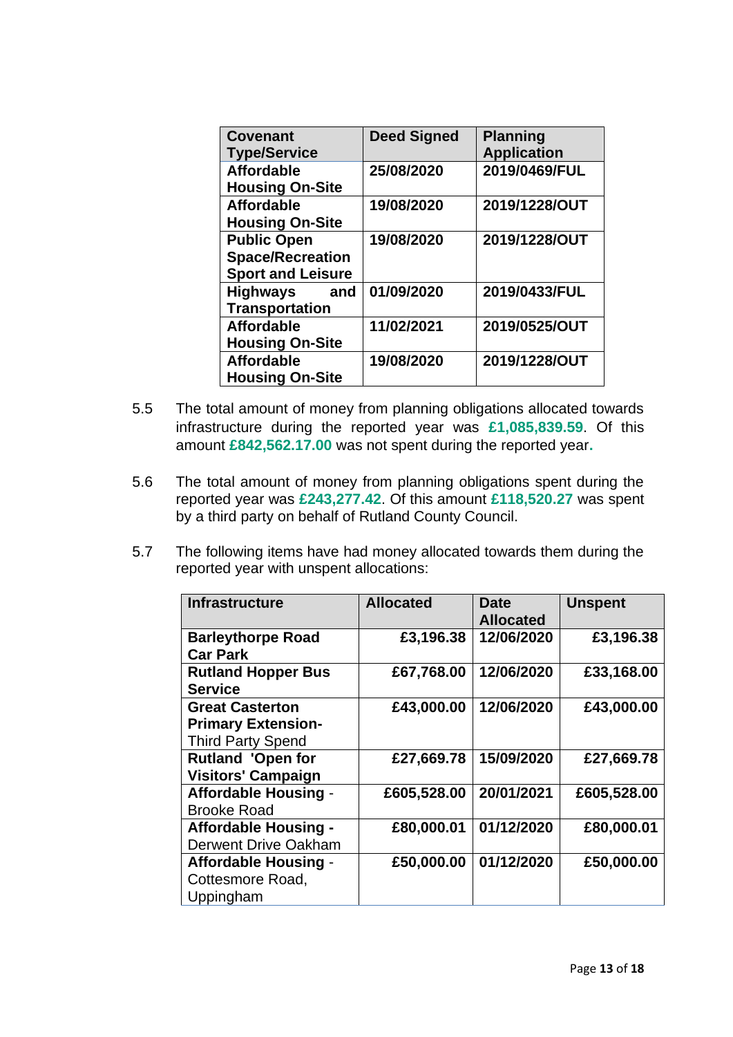| Covenant Type/Service | Deed Signed | Planning Application |
|---|---|---|
| **Affordable Housing On-Site** | **25/08/2020** | **2019/0469/FUL** |
| **Affordable Housing On-Site** | **19/08/2020** | **2019/1228/OUT** |
| **Public Open Space/Recreation Sport and Leisure** | **19/08/2020** | **2019/1228/OUT** |
| **Highways and Transportation** | **01/09/2020** | **2019/0433/FUL** |
| **Affordable Housing On-Site** | **11/02/2021** | **2019/0525/OUT** |
| **Affordable Housing On-Site** | **19/08/2020** | **2019/1228/OUT** |

5.5 The total amount of money from planning obligations allocated towards infrastructure during the reported year was **£1,085,839.59**. Of this amount **£842,562.17.00** was not spent during the reported year.

5.6 The total amount of money from planning obligations spent during the reported year was **£243,277.42**. Of this amount **£118,520.27** was spent by a third party on behalf of Rutland County Council.

5.7 The following items have had money allocated towards them during the reported year with unspent allocations:

| Infrastructure | Allocated | Date Allocated | Unspent |
|---|---:|---|---:|
| **Barleythorpe Road Car Park** | **£3,196.38** | **12/06/2020** | **£3,196.38** |
| **Rutland Hopper Bus Service** | **£67,768.00** | **12/06/2020** | **£33,168.00** |
| **Great Casterton Primary Extension-** Third Party Spend | **£43,000.00** | **12/06/2020** | **£43,000.00** |
| **Rutland 'Open for Visitors' Campaign** | **£27,669.78** | **15/09/2020** | **£27,669.78** |
| **Affordable Housing** - Brooke Road | **£605,528.00** | **20/01/2021** | **£605,528.00** |
| **Affordable Housing -** Derwent Drive Oakham | **£80,000.01** | **01/12/2020** | **£80,000.01** |
| **Affordable Housing** - Cottesmore Road, Uppingham | **£50,000.00** | **01/12/2020** | **£50,000.00** |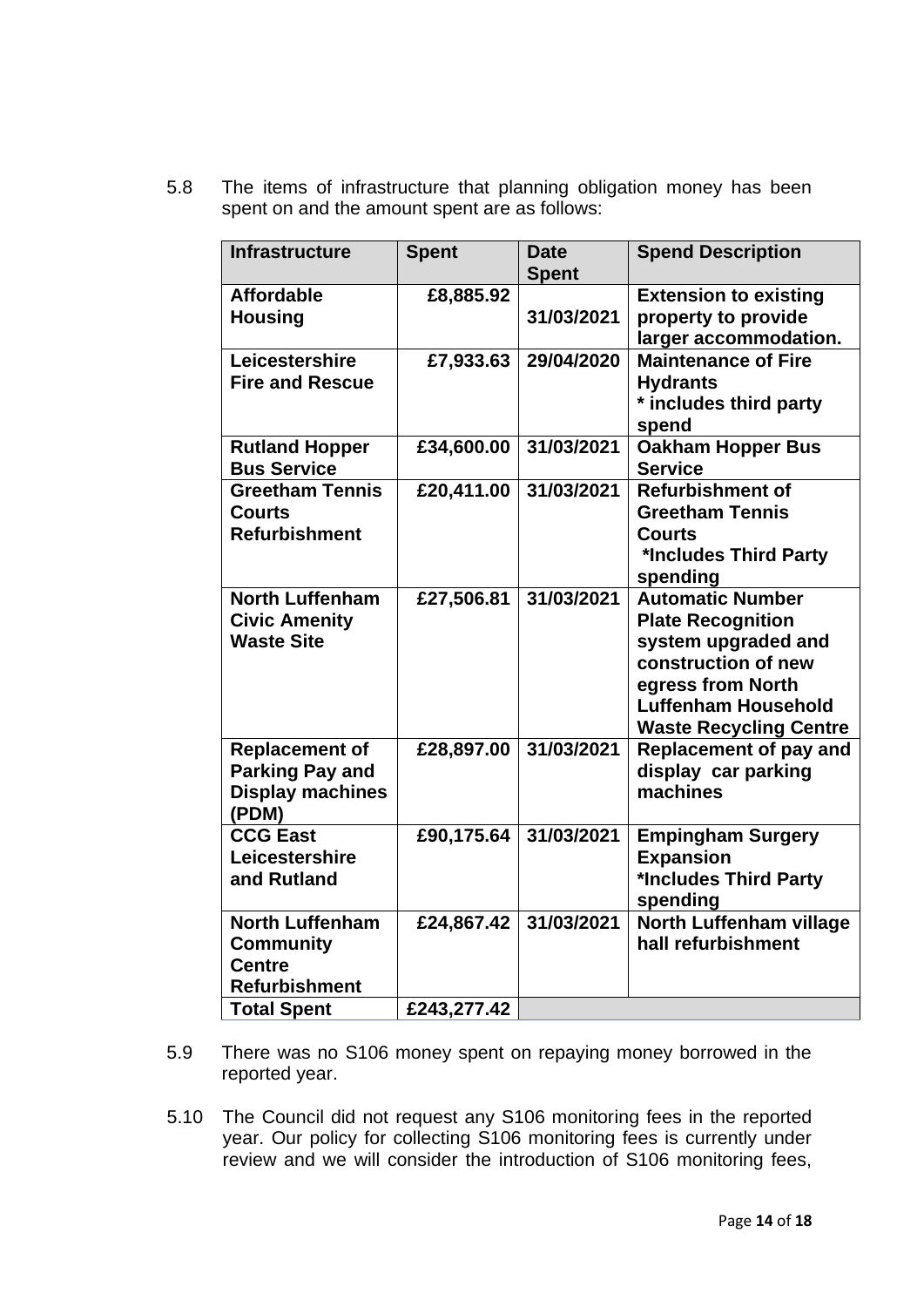5.8 The items of infrastructure that planning obligation money has been spent on and the amount spent are as follows:

| Infrastructure | Spent | Date Spent | Spend Description |
|---|---|---|---|
| **Affordable Housing** | **£8,885.92** | **31/03/2021** | **Extension to existing property to provide larger accommodation.** |
| **Leicestershire Fire and Rescue** | **£7,933.63** | **29/04/2020** | **Maintenance of Fire Hydrants * includes third party spend** |
| **Rutland Hopper Bus Service** | **£34,600.00** | **31/03/2021** | **Oakham Hopper Bus Service** |
| **Greetham Tennis Courts Refurbishment** | **£20,411.00** | **31/03/2021** | **Refurbishment of Greetham Tennis Courts *Includes Third Party spending** |
| **North Luffenham Civic Amenity Waste Site** | **£27,506.81** | **31/03/2021** | **Automatic Number Plate Recognition system upgraded and construction of new egress from North Luffenham Household Waste Recycling Centre** |
| **Replacement of Parking Pay and Display machines (PDM)** | **£28,897.00** | **31/03/2021** | **Replacement of pay and display car parking machines** |
| **CCG East Leicestershire and Rutland** | **£90,175.64** | **31/03/2021** | **Empingham Surgery Expansion *Includes Third Party spending** |
| **North Luffenham Community Centre Refurbishment** | **£24,867.42** | **31/03/2021** | **North Luffenham village hall refurbishment** |
| **Total Spent** | **£243,277.42** | | |

5.9 There was no S106 money spent on repaying money borrowed in the reported year.

5.10 The Council did not request any S106 monitoring fees in the reported year. Our policy for collecting S106 monitoring fees is currently under review and we will consider the introduction of S106 monitoring fees,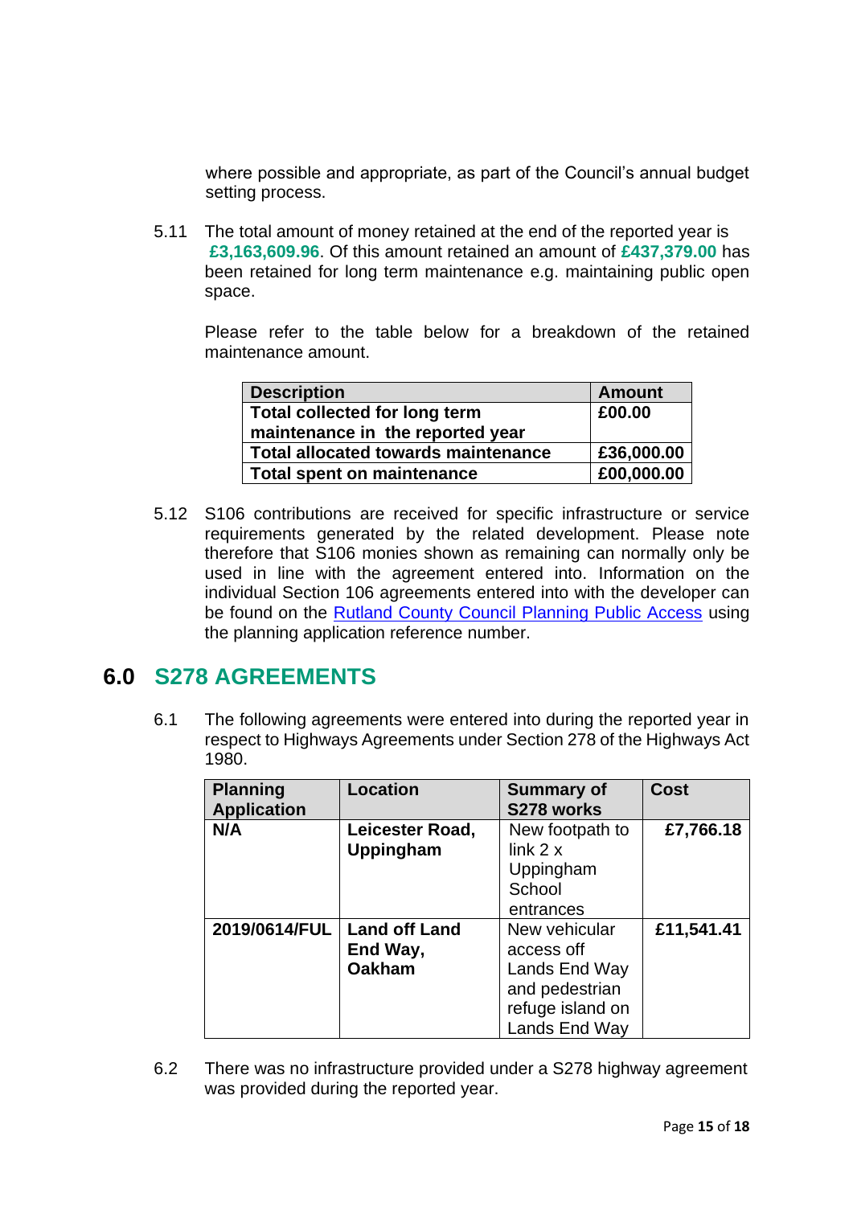where possible and appropriate, as part of the Council's annual budget setting process.

5.11 The total amount of money retained at the end of the reported year is **£3,163,609.96**. Of this amount retained an amount of **£437,379.00** has been retained for long term maintenance e.g. maintaining public open space.

Please refer to the table below for a breakdown of the retained maintenance amount.

| Description | Amount |
|---|---|
| **Total collected for long term maintenance in the reported year** | **£00.00** |
| **Total allocated towards maintenance** | **£36,000.00** |
| **Total spent on maintenance** | **£00,000.00** |

5.12 S106 contributions are received for specific infrastructure or service requirements generated by the related development. Please note therefore that S106 monies shown as remaining can normally only be used in line with the agreement entered into. Information on the individual Section 106 agreements entered into with the developer can be found on the [Rutland County Council Planning Public Access](Rutland County Council Planning Public Access) using the planning application reference number.

## 6.0 S278 AGREEMENTS

6.1 The following agreements were entered into during the reported year in respect to Highways Agreements under Section 278 of the Highways Act 1980.

| Planning Application | Location | Summary of S278 works | Cost |
|---|---|---|---|
| **N/A** | **Leicester Road, Uppingham** | New footpath to link 2 x Uppingham School entrances | **£7,766.18** |
| **2019/0614/FUL** | **Land off Land End Way, Oakham** | New vehicular access off Lands End Way and pedestrian refuge island on Lands End Way | **£11,541.41** |

6.2 There was no infrastructure provided under a S278 highway agreement was provided during the reported year.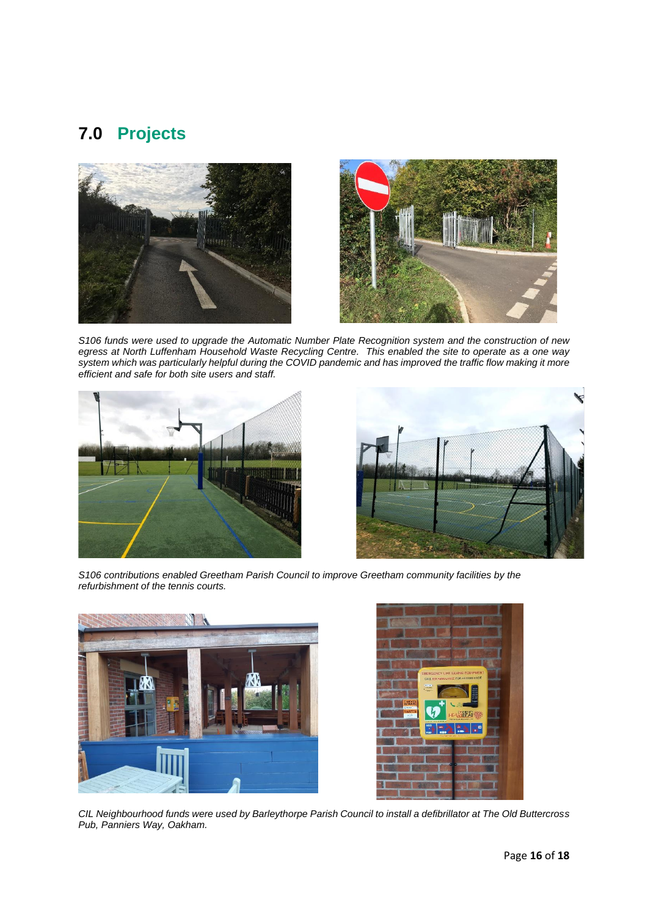## 7.0 Projects

*S106 funds were used to upgrade the Automatic Number Plate Recognition system and the construction of new egress at North Luffenham Household Waste Recycling Centre. This enabled the site to operate as a one way system which was particularly helpful during the COVID pandemic and has improved the traffic flow making it more efficient and safe for both site users and staff.*

*S106 contributions enabled Greetham Parish Council to improve Greetham community facilities by the refurbishment of the tennis courts.*

*CIL Neighbourhood funds were used by Barleythorpe Parish Council to install a defibrillator at The Old Buttercross Pub, Panniers Way, Oakham.*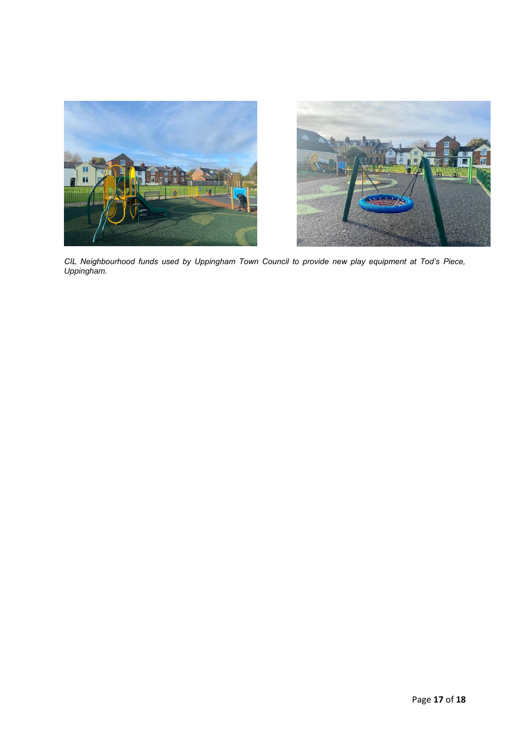*CIL Neighbourhood funds used by Uppingham Town Council to provide new play equipment at Tod's Piece, Uppingham.*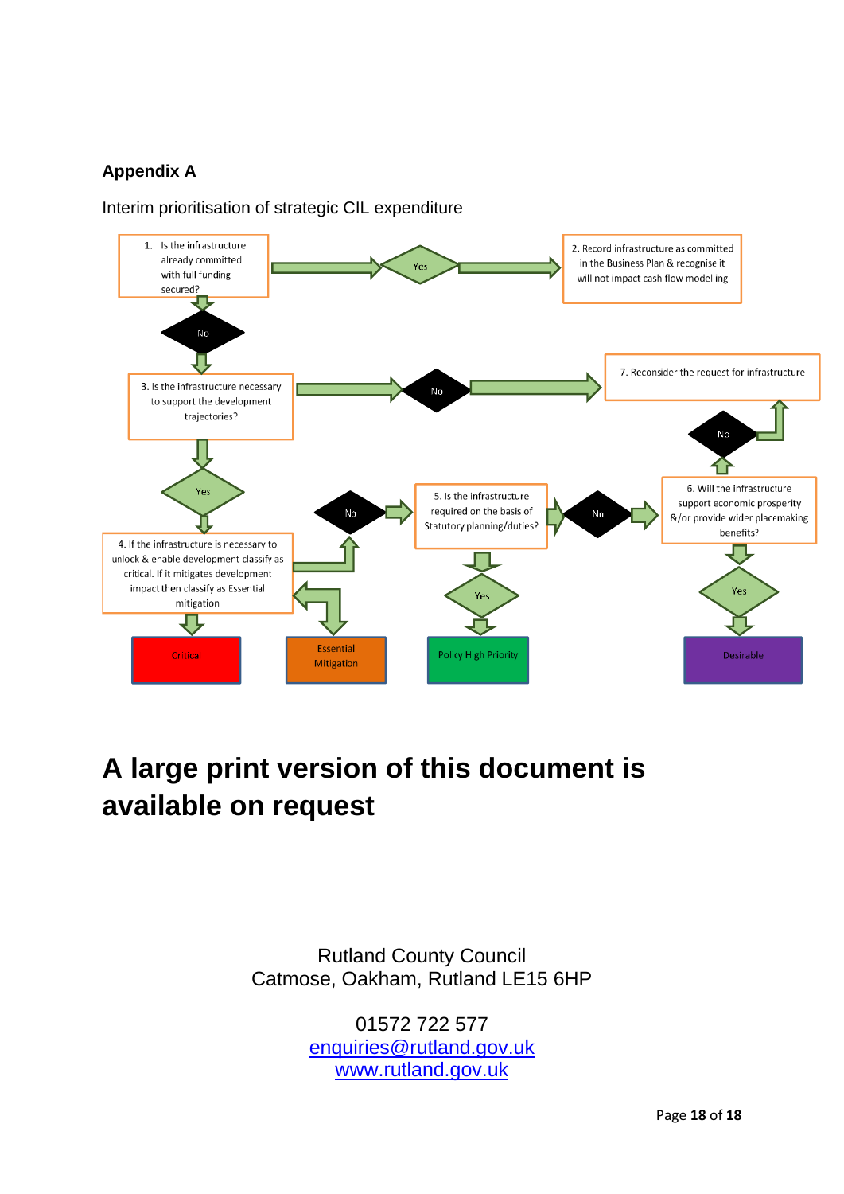**Appendix A**

Interim prioritisation of strategic CIL expenditure

1. Is the infrastructure already committed with full funding secured?

Yes

2. Record infrastructure as committed in the Business Plan & recognise it will not impact cash flow modelling

No

3. Is the infrastructure necessary to support the development trajectories?

No

7. Reconsider the request for infrastructure

No

Yes

No

5. Is the infrastructure required on the basis of Statutory planning/duties?

No

6. Will the infrastructure support economic prosperity &/or provide wider placemaking benefits?

4. If the infrastructure is necessary to unlock & enable development classify as critical. If it mitigates development impact then classify as Essential mitigation

Yes

Yes

Critical

Essential Mitigation

Policy High Priority

Desirable

# A large print version of this document is available on request

Rutland County Council
Catmose, Oakham, Rutland LE15 6HP

01572 722 577
enquiries@rutland.gov.uk
www.rutland.gov.uk